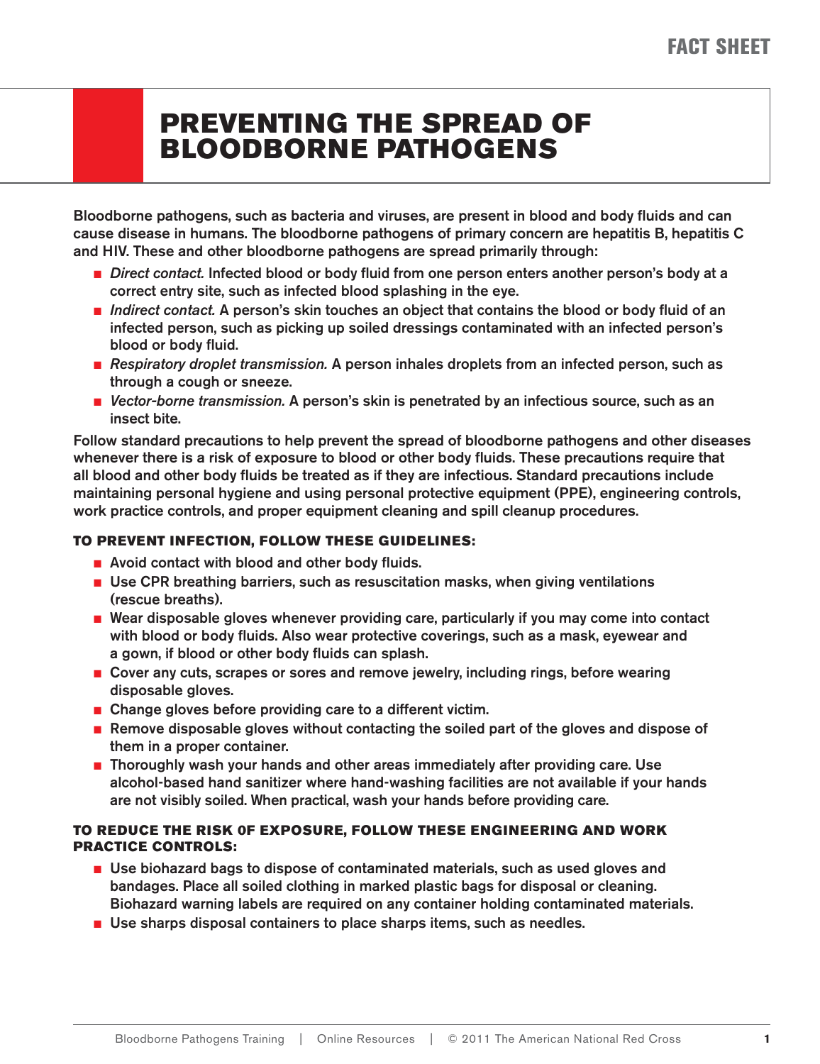FACT SHEET

# PREVENTING THE SPREAD OF BLOODBORNE PATHOGENS

Bloodborne pathogens, such as bacteria and viruses, are present in blood and body fluids and can cause disease in humans. The bloodborne pathogens of primary concern are hepatitis B, hepatitis C and HIV. These and other bloodborne pathogens are spread primarily through:

- *Direct contact.* Infected blood or body fluid from one person enters another person's body at a correct entry site, such as infected blood splashing in the eye.
- *Indirect contact.* A person's skin touches an object that contains the blood or body fluid of an infected person, such as picking up soiled dressings contaminated with an infected person's blood or body fluid.
- *Respiratory droplet transmission.* A person inhales droplets from an infected person, such as through a cough or sneeze.
- *Vector-borne transmission.* A person's skin is penetrated by an infectious source, such as an insect bite.

Follow standard precautions to help prevent the spread of bloodborne pathogens and other diseases whenever there is a risk of exposure to blood or other body fluids. These precautions require that all blood and other body fluids be treated as if they are infectious. Standard precautions include maintaining personal hygiene and using personal protective equipment (PPE), engineering controls, work practice controls, and proper equipment cleaning and spill cleanup procedures.

### TO PREVENT INFECTION, FOLLOW THESE GUIDELINES:

- Avoid contact with blood and other body fluids.
- Use CPR breathing barriers, such as resuscitation masks, when giving ventilations (rescue breaths).
- Wear disposable gloves whenever providing care, particularly if you may come into contact with blood or body fluids. Also wear protective coverings, such as a mask, eyewear and a gown, if blood or other body fluids can splash.
- Cover any cuts, scrapes or sores and remove jewelry, including rings, before wearing disposable gloves.
- Change gloves before providing care to a different victim.
- Remove disposable gloves without contacting the soiled part of the gloves and dispose of them in a proper container.
- Thoroughly wash your hands and other areas immediately after providing care. Use alcohol-based hand sanitizer where hand-washing facilities are not available if your hands are not visibly soiled. When practical, wash your hands before providing care.

### TO REDUCE THE RISK 0F EXPOSURE, FOLLOW THESE ENGINEERING AND WORK PRACTICE CONTROLS:

- Use biohazard bags to dispose of contaminated materials, such as used gloves and bandages. Place all soiled clothing in marked plastic bags for disposal or cleaning. Biohazard warning labels are required on any container holding contaminated materials.
- Use sharps disposal containers to place sharps items, such as needles.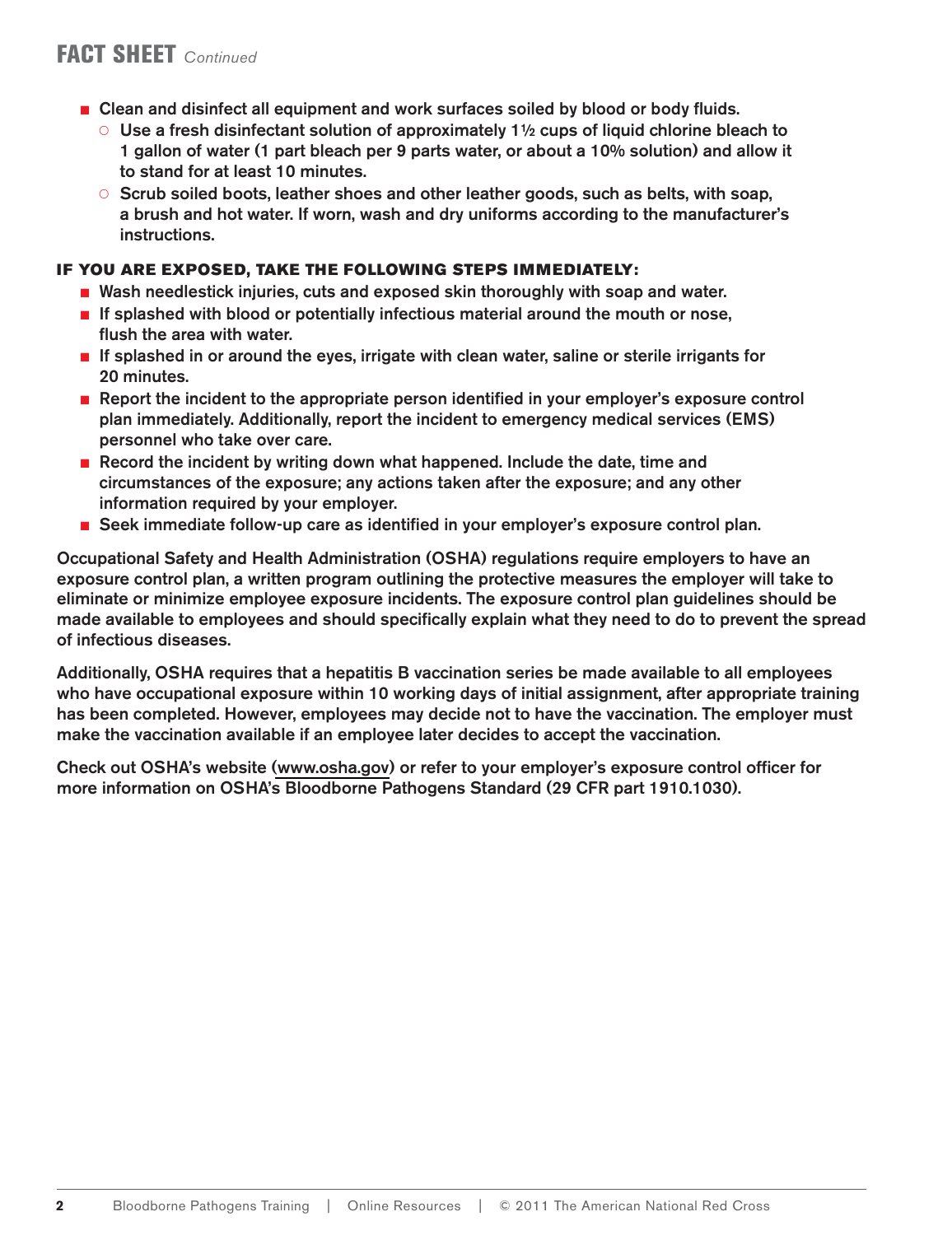## FACT SHEET *Continued*

- Clean and disinfect all equipment and work surfaces soiled by blood or body fluids.
  - Use a fresh disinfectant solution of approximately 1½ cups of liquid chlorine bleach to 1 gallon of water (1 part bleach per 9 parts water, or about a 10% solution) and allow it to stand for at least 10 minutes.
  - Scrub soiled boots, leather shoes and other leather goods, such as belts, with soap, a brush and hot water. If worn, wash and dry uniforms according to the manufacturer's instructions.

### IF YOU ARE EXPOSED, TAKE THE FOLLOWING STEPS IMMEDIATELY:

- Wash needlestick injuries, cuts and exposed skin thoroughly with soap and water.
- If splashed with blood or potentially infectious material around the mouth or nose, flush the area with water.
- If splashed in or around the eyes, irrigate with clean water, saline or sterile irrigants for 20 minutes.
- Report the incident to the appropriate person identified in your employer's exposure control plan immediately. Additionally, report the incident to emergency medical services (EMS) personnel who take over care.
- Record the incident by writing down what happened. Include the date, time and circumstances of the exposure; any actions taken after the exposure; and any other information required by your employer.
- Seek immediate follow-up care as identified in your employer's exposure control plan.

Occupational Safety and Health Administration (OSHA) regulations require employers to have an exposure control plan, a written program outlining the protective measures the employer will take to eliminate or minimize employee exposure incidents. The exposure control plan guidelines should be made available to employees and should specifically explain what they need to do to prevent the spread of infectious diseases.

Additionally, OSHA requires that a hepatitis B vaccination series be made available to all employees who have occupational exposure within 10 working days of initial assignment, after appropriate training has been completed. However, employees may decide not to have the vaccination. The employer must make the vaccination available if an employee later decides to accept the vaccination.

Check out OSHA's website (www.osha.gov) or refer to your employer's exposure control officer for more information on OSHA's Bloodborne Pathogens Standard (29 CFR part 1910.1030).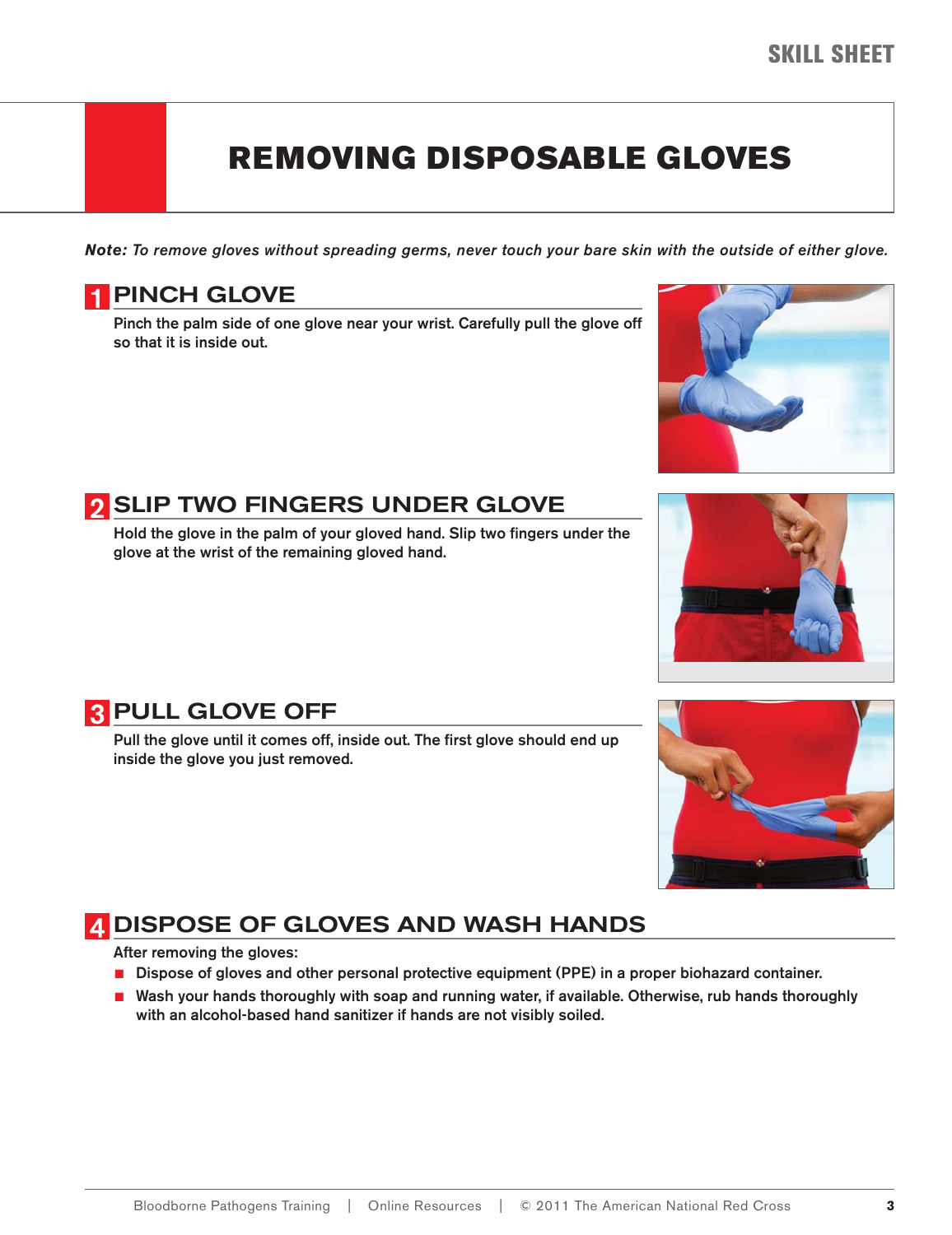# REMOVING DISPOSABLE GLOVES

***Note:** To remove gloves without spreading germs, never touch your bare skin with the outside of either glove.*

## 1 PINCH GLOVE

Pinch the palm side of one glove near your wrist. Carefully pull the glove off so that it is inside out.

## 2 SLIP TWO FINGERS UNDER GLOVE

Hold the glove in the palm of your gloved hand. Slip two fingers under the glove at the wrist of the remaining gloved hand.

## 3 PULL GLOVE OFF

Pull the glove until it comes off, inside out. The first glove should end up inside the glove you just removed.

## 4 DISPOSE OF GLOVES AND WASH HANDS

After removing the gloves:

- Dispose of gloves and other personal protective equipment (PPE) in a proper biohazard container.
- Wash your hands thoroughly with soap and running water, if available. Otherwise, rub hands thoroughly with an alcohol-based hand sanitizer if hands are not visibly soiled.